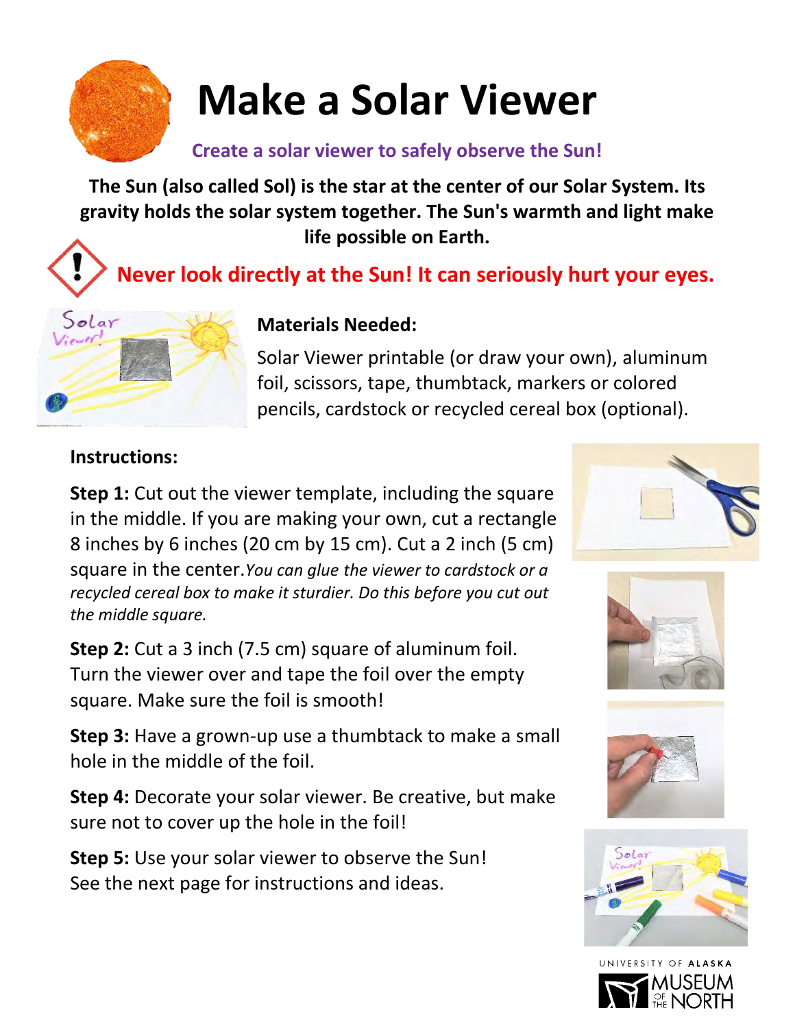# Make a Solar Viewer

**Create a solar viewer to safely observe the Sun!**

**The Sun (also called Sol) is the star at the center of our Solar System. Its gravity holds the solar system together. The Sun's warmth and light make life possible on Earth.**

**Never look directly at the Sun! It can seriously hurt your eyes.**

**Materials Needed:**

Solar Viewer printable (or draw your own), aluminum foil, scissors, tape, thumbtack, markers or colored pencils, cardstock or recycled cereal box (optional).

**Instructions:**

**Step 1:** Cut out the viewer template, including the square in the middle. If you are making your own, cut a rectangle 8 inches by 6 inches (20 cm by 15 cm). Cut a 2 inch (5 cm) square in the center. *You can glue the viewer to cardstock or a recycled cereal box to make it sturdier. Do this before you cut out the middle square.*

**Step 2:** Cut a 3 inch (7.5 cm) square of aluminum foil. Turn the viewer over and tape the foil over the empty square. Make sure the foil is smooth!

**Step 3:** Have a grown-up use a thumbtack to make a small hole in the middle of the foil.

**Step 4:** Decorate your solar viewer. Be creative, but make sure not to cover up the hole in the foil!

**Step 5:** Use your solar viewer to observe the Sun! See the next page for instructions and ideas.

UNIVERSITY OF ALASKA MUSEUM OF THE NORTH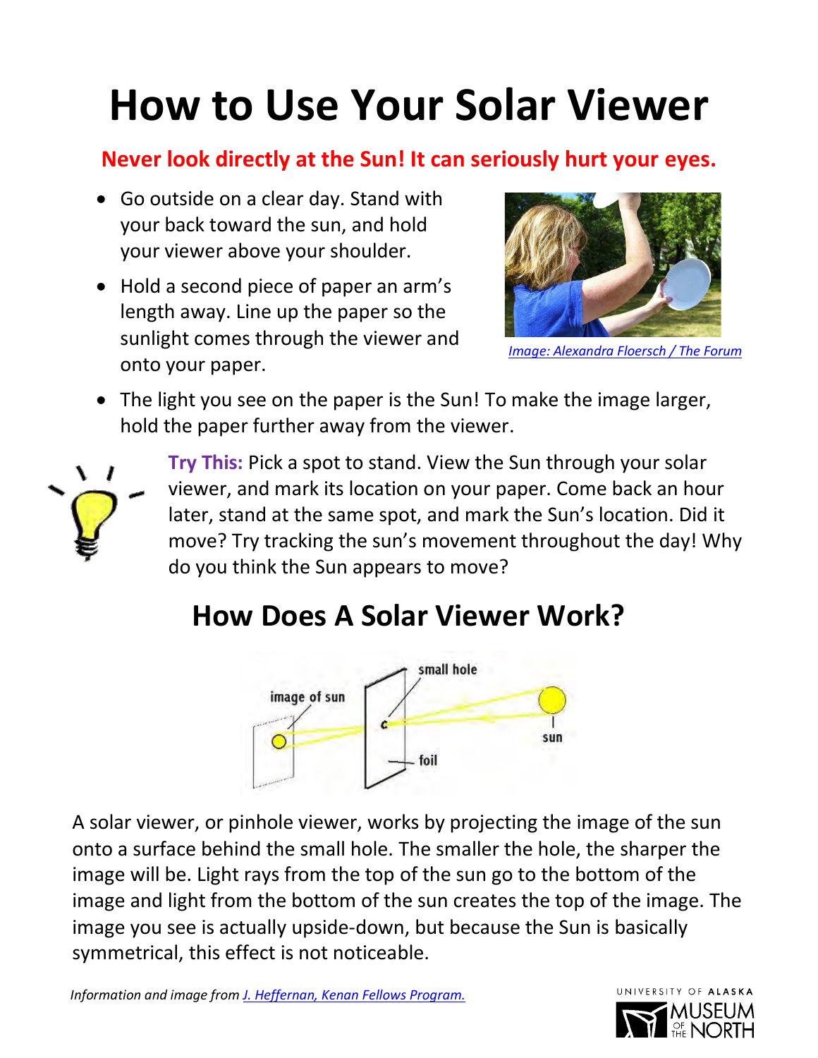# How to Use Your Solar Viewer

**Never look directly at the Sun! It can seriously hurt your eyes.**

- Go outside on a clear day. Stand with your back toward the sun, and hold your viewer above your shoulder.
- Hold a second piece of paper an arm's length away. Line up the paper so the sunlight comes through the viewer and onto your paper.
- The light you see on the paper is the Sun! To make the image larger, hold the paper further away from the viewer.

*Image: Alexandra Floersch / The Forum*

**Try This:** Pick a spot to stand. View the Sun through your solar viewer, and mark its location on your paper. Come back an hour later, stand at the same spot, and mark the Sun's location. Did it move? Try tracking the sun's movement throughout the day! Why do you think the Sun appears to move?

## How Does A Solar Viewer Work?

image of sun

small hole

sun

foil

A solar viewer, or pinhole viewer, works by projecting the image of the sun onto a surface behind the small hole. The smaller the hole, the sharper the image will be. Light rays from the top of the sun go to the bottom of the image and light from the bottom of the sun creates the top of the image. The image you see is actually upside-down, but because the Sun is basically symmetrical, this effect is not noticeable.

*Information and image from J. Heffernan, Kenan Fellows Program.*

UNIVERSITY OF ALASKA MUSEUM OF THE NORTH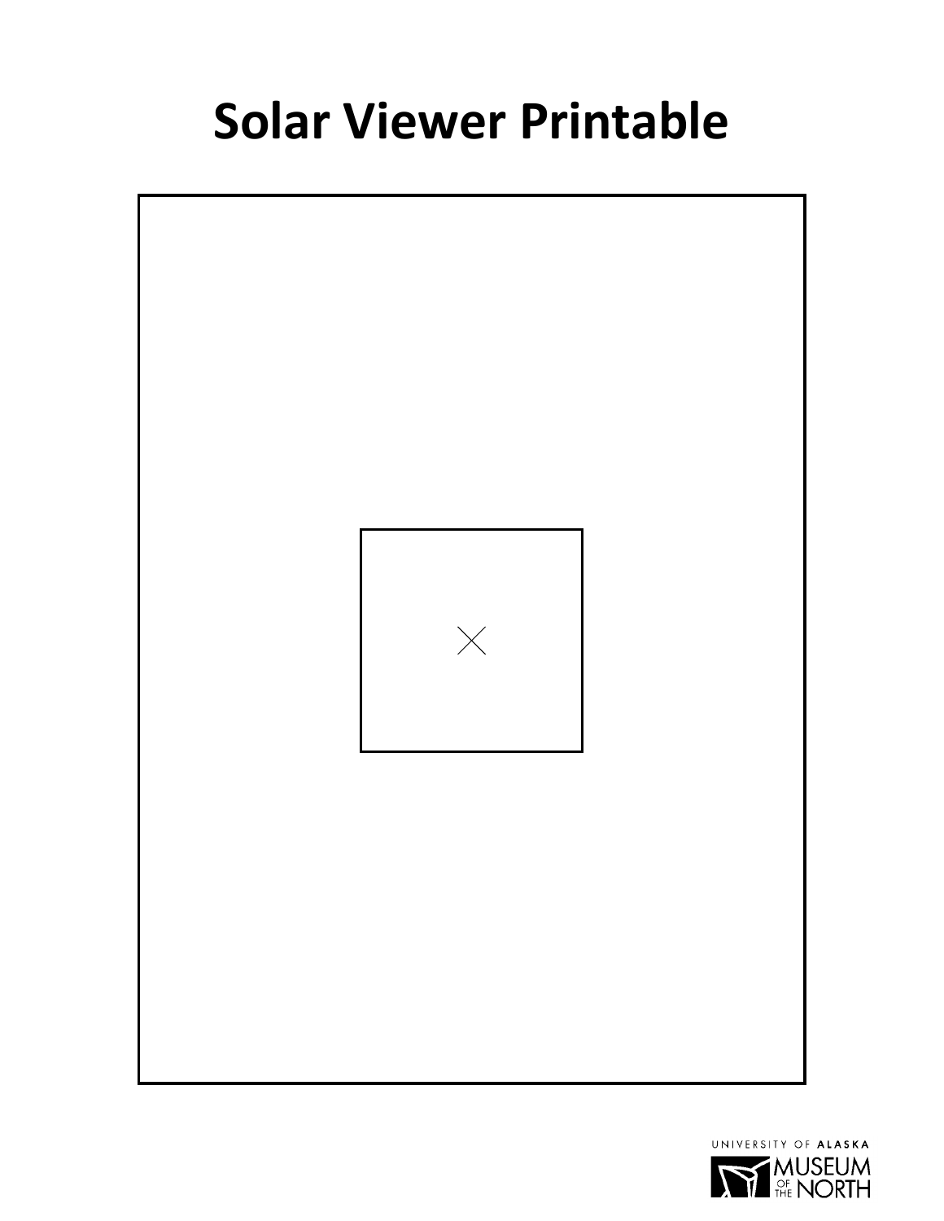# Solar Viewer Printable

UNIVERSITY OF ALASKA MUSEUM OF THE NORTH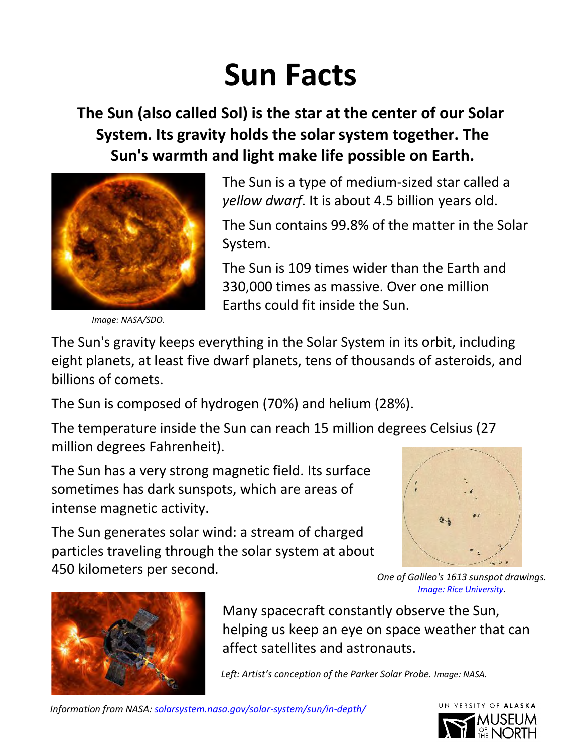# Sun Facts

**The Sun (also called Sol) is the star at the center of our Solar System. Its gravity holds the solar system together. The Sun's warmth and light make life possible on Earth.**

*Image: NASA/SDO.*

The Sun is a type of medium-sized star called a *yellow dwarf*. It is about 4.5 billion years old.

The Sun contains 99.8% of the matter in the Solar System.

The Sun is 109 times wider than the Earth and 330,000 times as massive. Over one million Earths could fit inside the Sun.

The Sun's gravity keeps everything in the Solar System in its orbit, including eight planets, at least five dwarf planets, tens of thousands of asteroids, and billions of comets.

The Sun is composed of hydrogen (70%) and helium (28%).

The temperature inside the Sun can reach 15 million degrees Celsius (27 million degrees Fahrenheit).

The Sun has a very strong magnetic field. Its surface sometimes has dark sunspots, which are areas of intense magnetic activity.

The Sun generates solar wind: a stream of charged particles traveling through the solar system at about 450 kilometers per second.

*One of Galileo's 1613 sunspot drawings. [Image: Rice University](Image: Rice University).*

Many spacecraft constantly observe the Sun, helping us keep an eye on space weather that can affect satellites and astronauts.

*Left: Artist's conception of the Parker Solar Probe. Image: NASA.*

*Information from NASA: [solarsystem.nasa.gov/solar-system/sun/in-depth/](solarsystem.nasa.gov/solar-system/sun/in-depth/)*

UNIVERSITY OF ALASKA MUSEUM OF THE NORTH